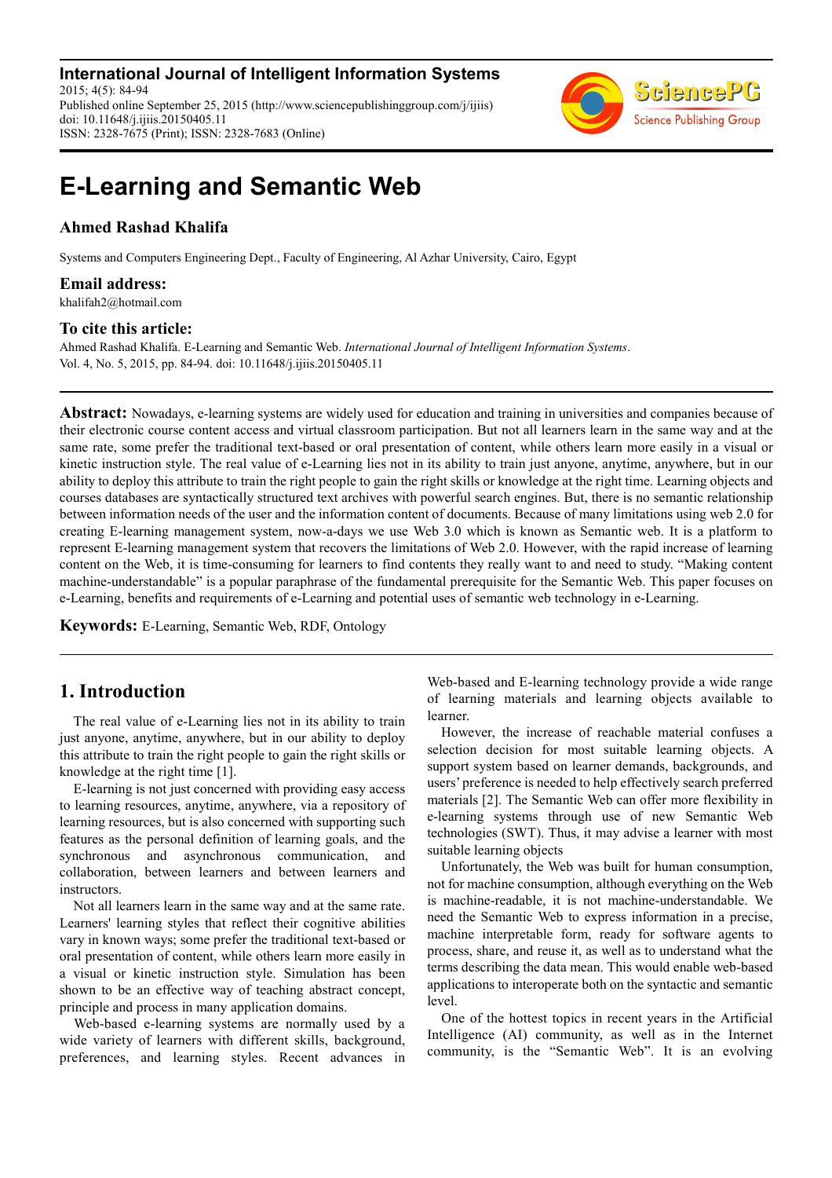**International Journal of Intelligent Information Systems**
2015; 4(5): 84-94
Published online September 25, 2015 (http://www.sciencepublishinggroup.com/j/ijiis)
doi: 10.11648/j.ijiis.20150405.11
ISSN: 2328-7675 (Print); ISSN: 2328-7683 (Online)

# E-Learning and Semantic Web

**Ahmed Rashad Khalifa**

Systems and Computers Engineering Dept., Faculty of Engineering, Al Azhar University, Cairo, Egypt

### Email address:

khalifah2@hotmail.com

### To cite this article:

Ahmed Rashad Khalifa. E-Learning and Semantic Web. *International Journal of Intelligent Information Systems*. Vol. 4, No. 5, 2015, pp. 84-94. doi: 10.11648/j.ijiis.20150405.11

---

**Abstract:** Nowadays, e-learning systems are widely used for education and training in universities and companies because of their electronic course content access and virtual classroom participation. But not all learners learn in the same way and at the same rate, some prefer the traditional text-based or oral presentation of content, while others learn more easily in a visual or kinetic instruction style. The real value of e-Learning lies not in its ability to train just anyone, anytime, anywhere, but in our ability to deploy this attribute to train the right people to gain the right skills or knowledge at the right time. Learning objects and courses databases are syntactically structured text archives with powerful search engines. But, there is no semantic relationship between information needs of the user and the information content of documents. Because of many limitations using web 2.0 for creating E-learning management system, now-a-days we use Web 3.0 which is known as Semantic web. It is a platform to represent E-learning management system that recovers the limitations of Web 2.0. However, with the rapid increase of learning content on the Web, it is time-consuming for learners to find contents they really want to and need to study. "Making content machine-understandable" is a popular paraphrase of the fundamental prerequisite for the Semantic Web. This paper focuses on e-Learning, benefits and requirements of e-Learning and potential uses of semantic web technology in e-Learning.

**Keywords:** E-Learning, Semantic Web, RDF, Ontology

---

## 1. Introduction

The real value of e-Learning lies not in its ability to train just anyone, anytime, anywhere, but in our ability to deploy this attribute to train the right people to gain the right skills or knowledge at the right time [1].

E-learning is not just concerned with providing easy access to learning resources, anytime, anywhere, via a repository of learning resources, but is also concerned with supporting such features as the personal definition of learning goals, and the synchronous and asynchronous communication, and collaboration, between learners and between learners and instructors.

Not all learners learn in the same way and at the same rate. Learners' learning styles that reflect their cognitive abilities vary in known ways; some prefer the traditional text-based or oral presentation of content, while others learn more easily in a visual or kinetic instruction style. Simulation has been shown to be an effective way of teaching abstract concept, principle and process in many application domains.

Web-based e-learning systems are normally used by a wide variety of learners with different skills, background, preferences, and learning styles. Recent advances in Web-based and E-learning technology provide a wide range of learning materials and learning objects available to learner.

However, the increase of reachable material confuses a selection decision for most suitable learning objects. A support system based on learner demands, backgrounds, and users' preference is needed to help effectively search preferred materials [2]. The Semantic Web can offer more flexibility in e-learning systems through use of new Semantic Web technologies (SWT). Thus, it may advise a learner with most suitable learning objects

Unfortunately, the Web was built for human consumption, not for machine consumption, although everything on the Web is machine-readable, it is not machine-understandable. We need the Semantic Web to express information in a precise, machine interpretable form, ready for software agents to process, share, and reuse it, as well as to understand what the terms describing the data mean. This would enable web-based applications to interoperate both on the syntactic and semantic level.

One of the hottest topics in recent years in the Artificial Intelligence (AI) community, as well as in the Internet community, is the "Semantic Web". It is an evolving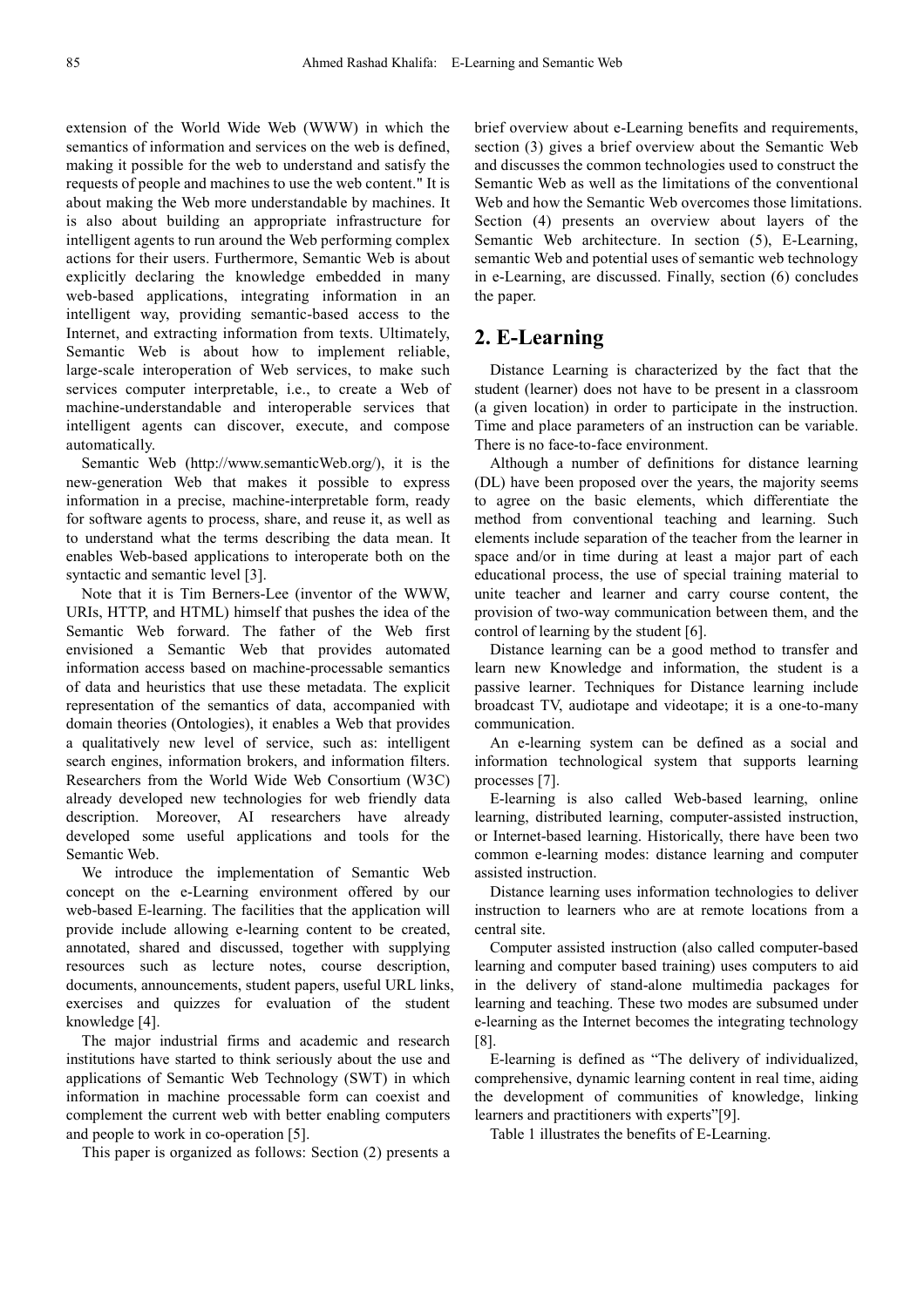extension of the World Wide Web (WWW) in which the semantics of information and services on the web is defined, making it possible for the web to understand and satisfy the requests of people and machines to use the web content." It is about making the Web more understandable by machines. It is also about building an appropriate infrastructure for intelligent agents to run around the Web performing complex actions for their users. Furthermore, Semantic Web is about explicitly declaring the knowledge embedded in many web-based applications, integrating information in an intelligent way, providing semantic-based access to the Internet, and extracting information from texts. Ultimately, Semantic Web is about how to implement reliable, large-scale interoperation of Web services, to make such services computer interpretable, i.e., to create a Web of machine-understandable and interoperable services that intelligent agents can discover, execute, and compose automatically.

Semantic Web (http://www.semanticWeb.org/), it is the new-generation Web that makes it possible to express information in a precise, machine-interpretable form, ready for software agents to process, share, and reuse it, as well as to understand what the terms describing the data mean. It enables Web-based applications to interoperate both on the syntactic and semantic level [3].

Note that it is Tim Berners-Lee (inventor of the WWW, URIs, HTTP, and HTML) himself that pushes the idea of the Semantic Web forward. The father of the Web first envisioned a Semantic Web that provides automated information access based on machine-processable semantics of data and heuristics that use these metadata. The explicit representation of the semantics of data, accompanied with domain theories (Ontologies), it enables a Web that provides a qualitatively new level of service, such as: intelligent search engines, information brokers, and information filters. Researchers from the World Wide Web Consortium (W3C) already developed new technologies for web friendly data description. Moreover, AI researchers have already developed some useful applications and tools for the Semantic Web.

We introduce the implementation of Semantic Web concept on the e-Learning environment offered by our web-based E-learning. The facilities that the application will provide include allowing e-learning content to be created, annotated, shared and discussed, together with supplying resources such as lecture notes, course description, documents, announcements, student papers, useful URL links, exercises and quizzes for evaluation of the student knowledge [4].

The major industrial firms and academic and research institutions have started to think seriously about the use and applications of Semantic Web Technology (SWT) in which information in machine processable form can coexist and complement the current web with better enabling computers and people to work in co-operation [5].

This paper is organized as follows: Section (2) presents a brief overview about e-Learning benefits and requirements, section (3) gives a brief overview about the Semantic Web and discusses the common technologies used to construct the Semantic Web as well as the limitations of the conventional Web and how the Semantic Web overcomes those limitations. Section (4) presents an overview about layers of the Semantic Web architecture. In section (5), E-Learning, semantic Web and potential uses of semantic web technology in e-Learning, are discussed. Finally, section (6) concludes the paper.

## 2. E-Learning

Distance Learning is characterized by the fact that the student (learner) does not have to be present in a classroom (a given location) in order to participate in the instruction. Time and place parameters of an instruction can be variable. There is no face-to-face environment.

Although a number of definitions for distance learning (DL) have been proposed over the years, the majority seems to agree on the basic elements, which differentiate the method from conventional teaching and learning. Such elements include separation of the teacher from the learner in space and/or in time during at least a major part of each educational process, the use of special training material to unite teacher and learner and carry course content, the provision of two-way communication between them, and the control of learning by the student [6].

Distance learning can be a good method to transfer and learn new Knowledge and information, the student is a passive learner. Techniques for Distance learning include broadcast TV, audiotape and videotape; it is a one-to-many communication.

An e-learning system can be defined as a social and information technological system that supports learning processes [7].

E-learning is also called Web-based learning, online learning, distributed learning, computer-assisted instruction, or Internet-based learning. Historically, there have been two common e-learning modes: distance learning and computer assisted instruction.

Distance learning uses information technologies to deliver instruction to learners who are at remote locations from a central site.

Computer assisted instruction (also called computer-based learning and computer based training) uses computers to aid in the delivery of stand-alone multimedia packages for learning and teaching. These two modes are subsumed under e-learning as the Internet becomes the integrating technology [8].

E-learning is defined as "The delivery of individualized, comprehensive, dynamic learning content in real time, aiding the development of communities of knowledge, linking learners and practitioners with experts"[9].

Table 1 illustrates the benefits of E-Learning.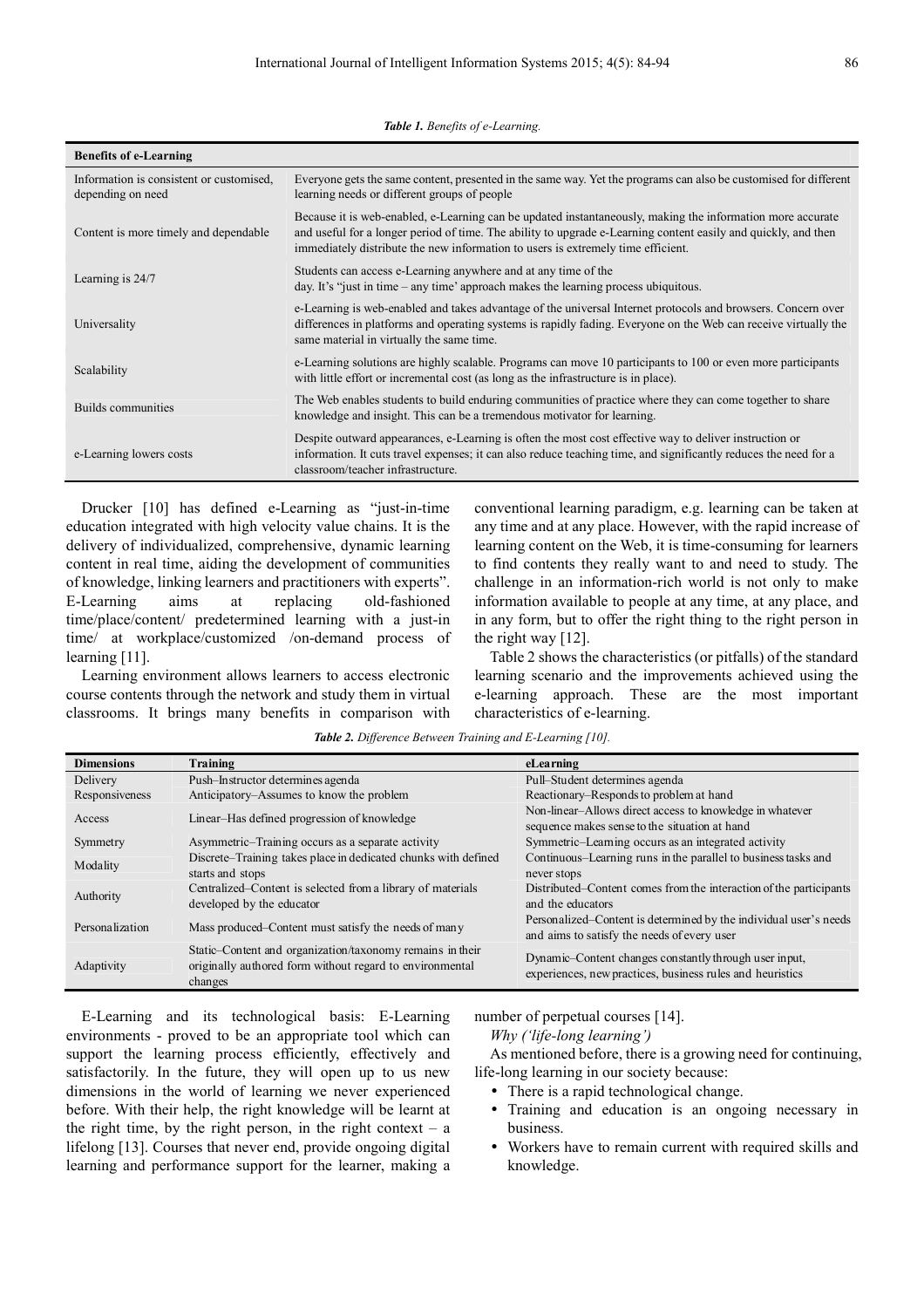*Table 1. Benefits of e-Learning.*

| Benefits of e-Learning | |
|---|---|
| Information is consistent or customised, depending on need | Everyone gets the same content, presented in the same way. Yet the programs can also be customised for different learning needs or different groups of people |
| Content is more timely and dependable | Because it is web-enabled, e-Learning can be updated instantaneously, making the information more accurate and useful for a longer period of time. The ability to upgrade e-Learning content easily and quickly, and then immediately distribute the new information to users is extremely time efficient. |
| Learning is 24/7 | Students can access e-Learning anywhere and at any time of the day. It's "just in time – any time' approach makes the learning process ubiquitous. |
| Universality | e-Learning is web-enabled and takes advantage of the universal Internet protocols and browsers. Concern over differences in platforms and operating systems is rapidly fading. Everyone on the Web can receive virtually the same material in virtually the same time. |
| Scalability | e-Learning solutions are highly scalable. Programs can move 10 participants to 100 or even more participants with little effort or incremental cost (as long as the infrastructure is in place). |
| Builds communities | The Web enables students to build enduring communities of practice where they can come together to share knowledge and insight. This can be a tremendous motivator for learning. |
| e-Learning lowers costs | Despite outward appearances, e-Learning is often the most cost effective way to deliver instruction or information. It cuts travel expenses; it can also reduce teaching time, and significantly reduces the need for a classroom/teacher infrastructure. |

Drucker [10] has defined e-Learning as "just-in-time education integrated with high velocity value chains. It is the delivery of individualized, comprehensive, dynamic learning content in real time, aiding the development of communities of knowledge, linking learners and practitioners with experts". E-Learning aims at replacing old-fashioned time/place/content/ predetermined learning with a just-in time/ at workplace/customized /on-demand process of learning [11].

Learning environment allows learners to access electronic course contents through the network and study them in virtual classrooms. It brings many benefits in comparison with conventional learning paradigm, e.g. learning can be taken at any time and at any place. However, with the rapid increase of learning content on the Web, it is time-consuming for learners to find contents they really want to and need to study. The challenge in an information-rich world is not only to make information available to people at any time, at any place, and in any form, but to offer the right thing to the right person in the right way [12].

Table 2 shows the characteristics (or pitfalls) of the standard learning scenario and the improvements achieved using the e-learning approach. These are the most important characteristics of e-learning.

*Table 2. Difference Between Training and E-Learning [10].*

| Dimensions | Training | eLearning |
|---|---|---|
| Delivery | Push–Instructor determines agenda | Pull–Student determines agenda |
| Responsiveness | Anticipatory–Assumes to know the problem | Reactionary–Responds to problem at hand |
| Access | Linear–Has defined progression of knowledge | Non-linear–Allows direct access to knowledge in whatever sequence makes sense to the situation at hand |
| Symmetry | Asymmetric–Training occurs as a separate activity | Symmetric–Learning occurs as an integrated activity |
| Modality | Discrete–Training takes place in dedicated chunks with defined starts and stops | Continuous–Learning runs in the parallel to business tasks and never stops |
| Authority | Centralized–Content is selected from a library of materials developed by the educator | Distributed–Content comes from the interaction of the participants and the educators |
| Personalization | Mass produced–Content must satisfy the needs of many | Personalized–Content is determined by the individual user's needs and aims to satisfy the needs of every user |
| Adaptivity | Static–Content and organization/taxonomy remains in their originally authored form without regard to environmental changes | Dynamic–Content changes constantly through user input, experiences, new practices, business rules and heuristics |

E-Learning and its technological basis: E-Learning environments - proved to be an appropriate tool which can support the learning process efficiently, effectively and satisfactorily. In the future, they will open up to us new dimensions in the world of learning we never experienced before. With their help, the right knowledge will be learnt at the right time, by the right person, in the right context – a lifelong [13]. Courses that never end, provide ongoing digital learning and performance support for the learner, making a number of perpetual courses [14].

*Why ('life-long learning')*

As mentioned before, there is a growing need for continuing, life-long learning in our society because:

- There is a rapid technological change.
- Training and education is an ongoing necessary in business.
- Workers have to remain current with required skills and knowledge.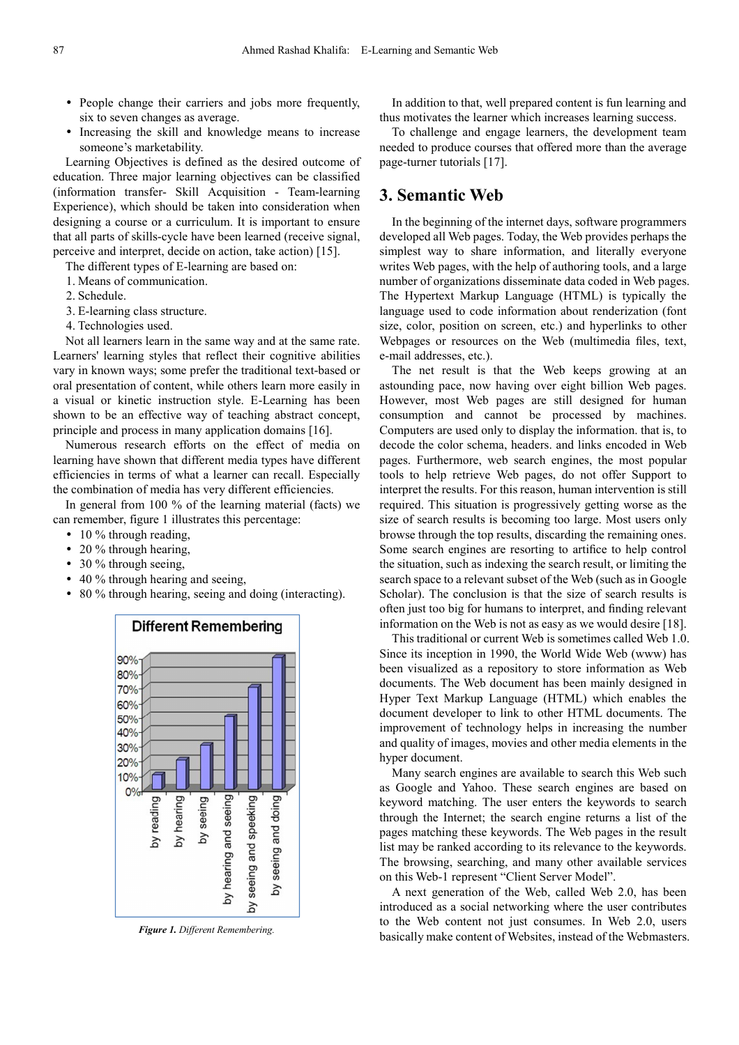- People change their carriers and jobs more frequently, six to seven changes as average.
- Increasing the skill and knowledge means to increase someone's marketability.

Learning Objectives is defined as the desired outcome of education. Three major learning objectives can be classified (information transfer- Skill Acquisition - Team-learning Experience), which should be taken into consideration when designing a course or a curriculum. It is important to ensure that all parts of skills-cycle have been learned (receive signal, perceive and interpret, decide on action, take action) [15].

The different types of E-learning are based on:

1. Means of communication.
2. Schedule.
3. E-learning class structure.
4. Technologies used.

Not all learners learn in the same way and at the same rate. Learners' learning styles that reflect their cognitive abilities vary in known ways; some prefer the traditional text-based or oral presentation of content, while others learn more easily in a visual or kinetic instruction style. E-Learning has been shown to be an effective way of teaching abstract concept, principle and process in many application domains [16].

Numerous research efforts on the effect of media on learning have shown that different media types have different efficiencies in terms of what a learner can recall. Especially the combination of media has very different efficiencies.

In general from 100 % of the learning material (facts) we can remember, figure 1 illustrates this percentage:

- 10 % through reading,
- 20 % through hearing,
- 30 % through seeing,
- 40 % through hearing and seeing,
- 80 % through hearing, seeing and doing (interacting).

*Figure 1. Different Remembering.*

In addition to that, well prepared content is fun learning and thus motivates the learner which increases learning success.

To challenge and engage learners, the development team needed to produce courses that offered more than the average page-turner tutorials [17].

## 3. Semantic Web

In the beginning of the internet days, software programmers developed all Web pages. Today, the Web provides perhaps the simplest way to share information, and literally everyone writes Web pages, with the help of authoring tools, and a large number of organizations disseminate data coded in Web pages. The Hypertext Markup Language (HTML) is typically the language used to code information about renderization (font size, color, position on screen, etc.) and hyperlinks to other Webpages or resources on the Web (multimedia files, text, e-mail addresses, etc.).

The net result is that the Web keeps growing at an astounding pace, now having over eight billion Web pages. However, most Web pages are still designed for human consumption and cannot be processed by machines. Computers are used only to display the information. that is, to decode the color schema, headers. and links encoded in Web pages. Furthermore, web search engines, the most popular tools to help retrieve Web pages, do not offer Support to interpret the results. For this reason, human intervention is still required. This situation is progressively getting worse as the size of search results is becoming too large. Most users only browse through the top results, discarding the remaining ones. Some search engines are resorting to artifice to help control the situation, such as indexing the search result, or limiting the search space to a relevant subset of the Web (such as in Google Scholar). The conclusion is that the size of search results is often just too big for humans to interpret, and finding relevant information on the Web is not as easy as we would desire [18].

This traditional or current Web is sometimes called Web 1.0. Since its inception in 1990, the World Wide Web (www) has been visualized as a repository to store information as Web documents. The Web document has been mainly designed in Hyper Text Markup Language (HTML) which enables the document developer to link to other HTML documents. The improvement of technology helps in increasing the number and quality of images, movies and other media elements in the hyper document.

Many search engines are available to search this Web such as Google and Yahoo. These search engines are based on keyword matching. The user enters the keywords to search through the Internet; the search engine returns a list of the pages matching these keywords. The Web pages in the result list may be ranked according to its relevance to the keywords. The browsing, searching, and many other available services on this Web-1 represent "Client Server Model".

A next generation of the Web, called Web 2.0, has been introduced as a social networking where the user contributes to the Web content not just consumes. In Web 2.0, users basically make content of Websites, instead of the Webmasters.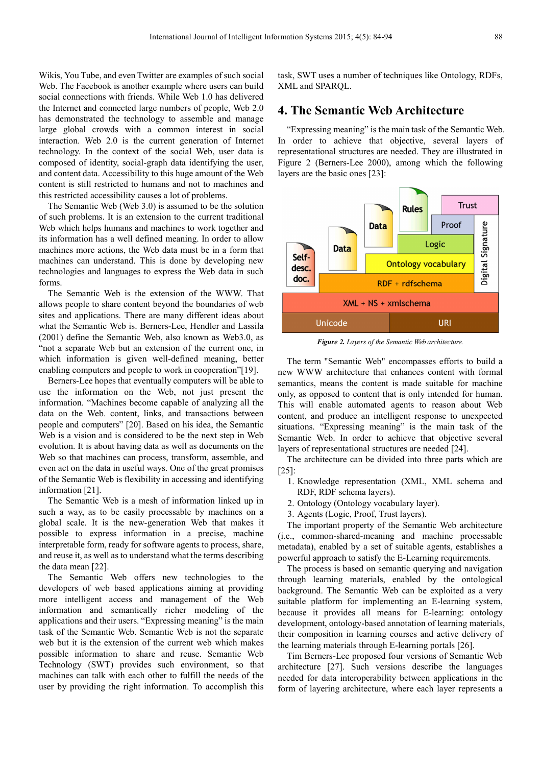Wikis, You Tube, and even Twitter are examples of such social Web. The Facebook is another example where users can build social connections with friends. While Web 1.0 has delivered the Internet and connected large numbers of people, Web 2.0 has demonstrated the technology to assemble and manage large global crowds with a common interest in social interaction. Web 2.0 is the current generation of Internet technology. In the context of the social Web, user data is composed of identity, social-graph data identifying the user, and content data. Accessibility to this huge amount of the Web content is still restricted to humans and not to machines and this restricted accessibility causes a lot of problems.

The Semantic Web (Web 3.0) is assumed to be the solution of such problems. It is an extension to the current traditional Web which helps humans and machines to work together and its information has a well defined meaning. In order to allow machines more actions, the Web data must be in a form that machines can understand. This is done by developing new technologies and languages to express the Web data in such forms.

The Semantic Web is the extension of the WWW. That allows people to share content beyond the boundaries of web sites and applications. There are many different ideas about what the Semantic Web is. Berners-Lee, Hendler and Lassila (2001) define the Semantic Web, also known as Web3.0, as "not a separate Web but an extension of the current one, in which information is given well-defined meaning, better enabling computers and people to work in cooperation"[19].

Berners-Lee hopes that eventually computers will be able to use the information on the Web, not just present the information. "Machines become capable of analyzing all the data on the Web. content, links, and transactions between people and computers" [20]. Based on his idea, the Semantic Web is a vision and is considered to be the next step in Web evolution. It is about having data as well as documents on the Web so that machines can process, transform, assemble, and even act on the data in useful ways. One of the great promises of the Semantic Web is flexibility in accessing and identifying information [21].

The Semantic Web is a mesh of information linked up in such a way, as to be easily processable by machines on a global scale. It is the new-generation Web that makes it possible to express information in a precise, machine interpretable form, ready for software agents to process, share, and reuse it, as well as to understand what the terms describing the data mean [22].

The Semantic Web offers new technologies to the developers of web based applications aiming at providing more intelligent access and management of the Web information and semantically richer modeling of the applications and their users. "Expressing meaning" is the main task of the Semantic Web. Semantic Web is not the separate web but it is the extension of the current web which makes possible information to share and reuse. Semantic Web Technology (SWT) provides such environment, so that machines can talk with each other to fulfill the needs of the user by providing the right information. To accomplish this task, SWT uses a number of techniques like Ontology, RDFs, XML and SPARQL.

# 4. The Semantic Web Architecture

"Expressing meaning" is the main task of the Semantic Web. In order to achieve that objective, several layers of representational structures are needed. They are illustrated in Figure 2 (Berners-Lee 2000), among which the following layers are the basic ones [23]:

*Figure 2. Layers of the Semantic Web architecture.*

The term "Semantic Web" encompasses efforts to build a new WWW architecture that enhances content with formal semantics, means the content is made suitable for machine only, as opposed to content that is only intended for human. This will enable automated agents to reason about Web content, and produce an intelligent response to unexpected situations. "Expressing meaning" is the main task of the Semantic Web. In order to achieve that objective several layers of representational structures are needed [24].

The architecture can be divided into three parts which are [25]:

1. Knowledge representation (XML, XML schema and RDF, RDF schema layers).
2. Ontology (Ontology vocabulary layer).
3. Agents (Logic, Proof, Trust layers).

The important property of the Semantic Web architecture (i.e., common-shared-meaning and machine processable metadata), enabled by a set of suitable agents, establishes a powerful approach to satisfy the E-Learning requirements.

The process is based on semantic querying and navigation through learning materials, enabled by the ontological background. The Semantic Web can be exploited as a very suitable platform for implementing an E-learning system, because it provides all means for E-learning: ontology development, ontology-based annotation of learning materials, their composition in learning courses and active delivery of the learning materials through E-learning portals [26].

Tim Berners-Lee proposed four versions of Semantic Web architecture [27]. Such versions describe the languages needed for data interoperability between applications in the form of layering architecture, where each layer represents a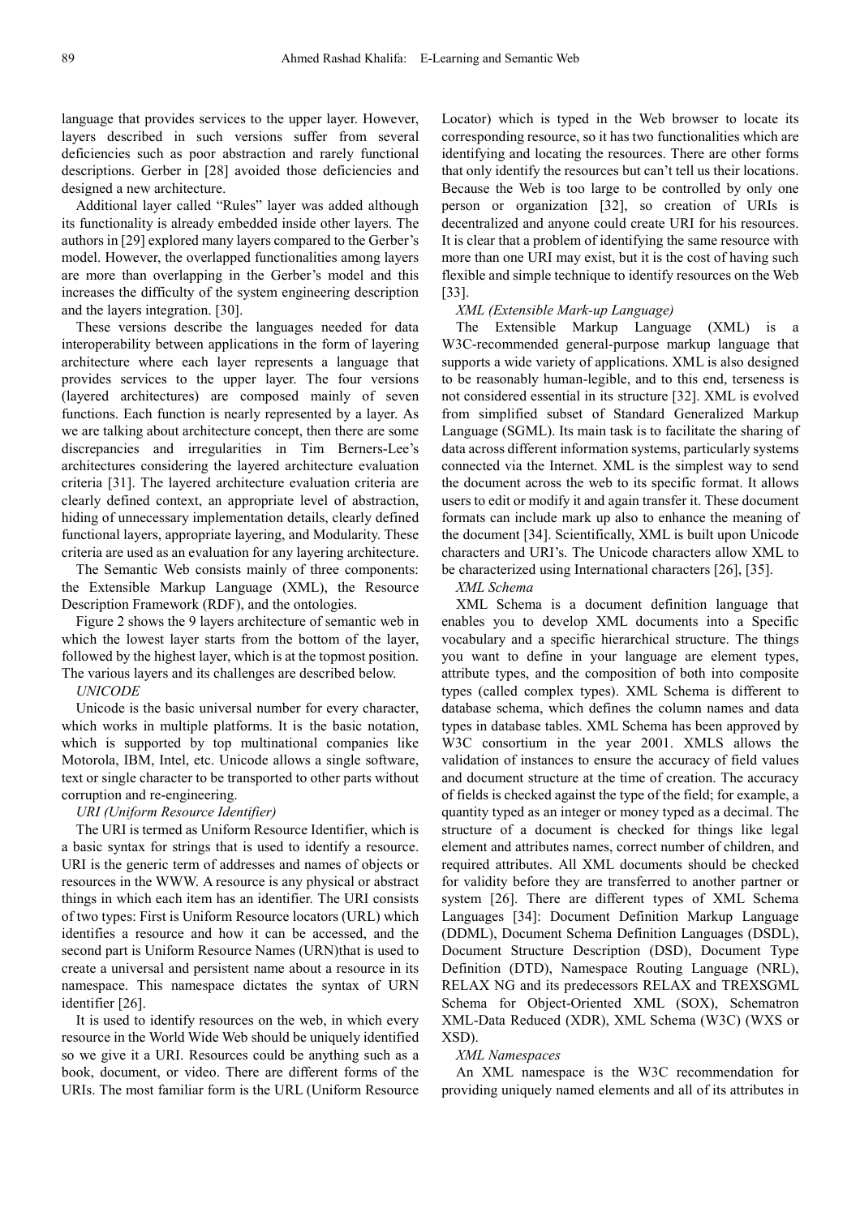language that provides services to the upper layer. However, layers described in such versions suffer from several deficiencies such as poor abstraction and rarely functional descriptions. Gerber in [28] avoided those deficiencies and designed a new architecture.

Additional layer called "Rules" layer was added although its functionality is already embedded inside other layers. The authors in [29] explored many layers compared to the Gerber's model. However, the overlapped functionalities among layers are more than overlapping in the Gerber's model and this increases the difficulty of the system engineering description and the layers integration. [30].

These versions describe the languages needed for data interoperability between applications in the form of layering architecture where each layer represents a language that provides services to the upper layer. The four versions (layered architectures) are composed mainly of seven functions. Each function is nearly represented by a layer. As we are talking about architecture concept, then there are some discrepancies and irregularities in Tim Berners-Lee's architectures considering the layered architecture evaluation criteria [31]. The layered architecture evaluation criteria are clearly defined context, an appropriate level of abstraction, hiding of unnecessary implementation details, clearly defined functional layers, appropriate layering, and Modularity. These criteria are used as an evaluation for any layering architecture.

The Semantic Web consists mainly of three components: the Extensible Markup Language (XML), the Resource Description Framework (RDF), and the ontologies.

Figure 2 shows the 9 layers architecture of semantic web in which the lowest layer starts from the bottom of the layer, followed by the highest layer, which is at the topmost position. The various layers and its challenges are described below.

*UNICODE*

Unicode is the basic universal number for every character, which works in multiple platforms. It is the basic notation, which is supported by top multinational companies like Motorola, IBM, Intel, etc. Unicode allows a single software, text or single character to be transported to other parts without corruption and re-engineering.

*URI (Uniform Resource Identifier)*

The URI is termed as Uniform Resource Identifier, which is a basic syntax for strings that is used to identify a resource. URI is the generic term of addresses and names of objects or resources in the WWW. A resource is any physical or abstract things in which each item has an identifier. The URI consists of two types: First is Uniform Resource locators (URL) which identifies a resource and how it can be accessed, and the second part is Uniform Resource Names (URN)that is used to create a universal and persistent name about a resource in its namespace. This namespace dictates the syntax of URN identifier [26].

It is used to identify resources on the web, in which every resource in the World Wide Web should be uniquely identified so we give it a URI. Resources could be anything such as a book, document, or video. There are different forms of the URIs. The most familiar form is the URL (Uniform Resource Locator) which is typed in the Web browser to locate its corresponding resource, so it has two functionalities which are identifying and locating the resources. There are other forms that only identify the resources but can't tell us their locations. Because the Web is too large to be controlled by only one person or organization [32], so creation of URIs is decentralized and anyone could create URI for his resources. It is clear that a problem of identifying the same resource with more than one URI may exist, but it is the cost of having such flexible and simple technique to identify resources on the Web [33].

*XML (Extensible Mark-up Language)*

The Extensible Markup Language (XML) is a W3C-recommended general-purpose markup language that supports a wide variety of applications. XML is also designed to be reasonably human-legible, and to this end, terseness is not considered essential in its structure [32]. XML is evolved from simplified subset of Standard Generalized Markup Language (SGML). Its main task is to facilitate the sharing of data across different information systems, particularly systems connected via the Internet. XML is the simplest way to send the document across the web to its specific format. It allows users to edit or modify it and again transfer it. These document formats can include mark up also to enhance the meaning of the document [34]. Scientifically, XML is built upon Unicode characters and URI's. The Unicode characters allow XML to be characterized using International characters [26], [35].

*XML Schema*

XML Schema is a document definition language that enables you to develop XML documents into a Specific vocabulary and a specific hierarchical structure. The things you want to define in your language are element types, attribute types, and the composition of both into composite types (called complex types). XML Schema is different to database schema, which defines the column names and data types in database tables. XML Schema has been approved by W3C consortium in the year 2001. XMLS allows the validation of instances to ensure the accuracy of field values and document structure at the time of creation. The accuracy of fields is checked against the type of the field; for example, a quantity typed as an integer or money typed as a decimal. The structure of a document is checked for things like legal element and attributes names, correct number of children, and required attributes. All XML documents should be checked for validity before they are transferred to another partner or system [26]. There are different types of XML Schema Languages [34]: Document Definition Markup Language (DDML), Document Schema Definition Languages (DSDL), Document Structure Description (DSD), Document Type Definition (DTD), Namespace Routing Language (NRL), RELAX NG and its predecessors RELAX and TREXSGML Schema for Object-Oriented XML (SOX), Schematron XML-Data Reduced (XDR), XML Schema (W3C) (WXS or XSD).

*XML Namespaces*

An XML namespace is the W3C recommendation for providing uniquely named elements and all of its attributes in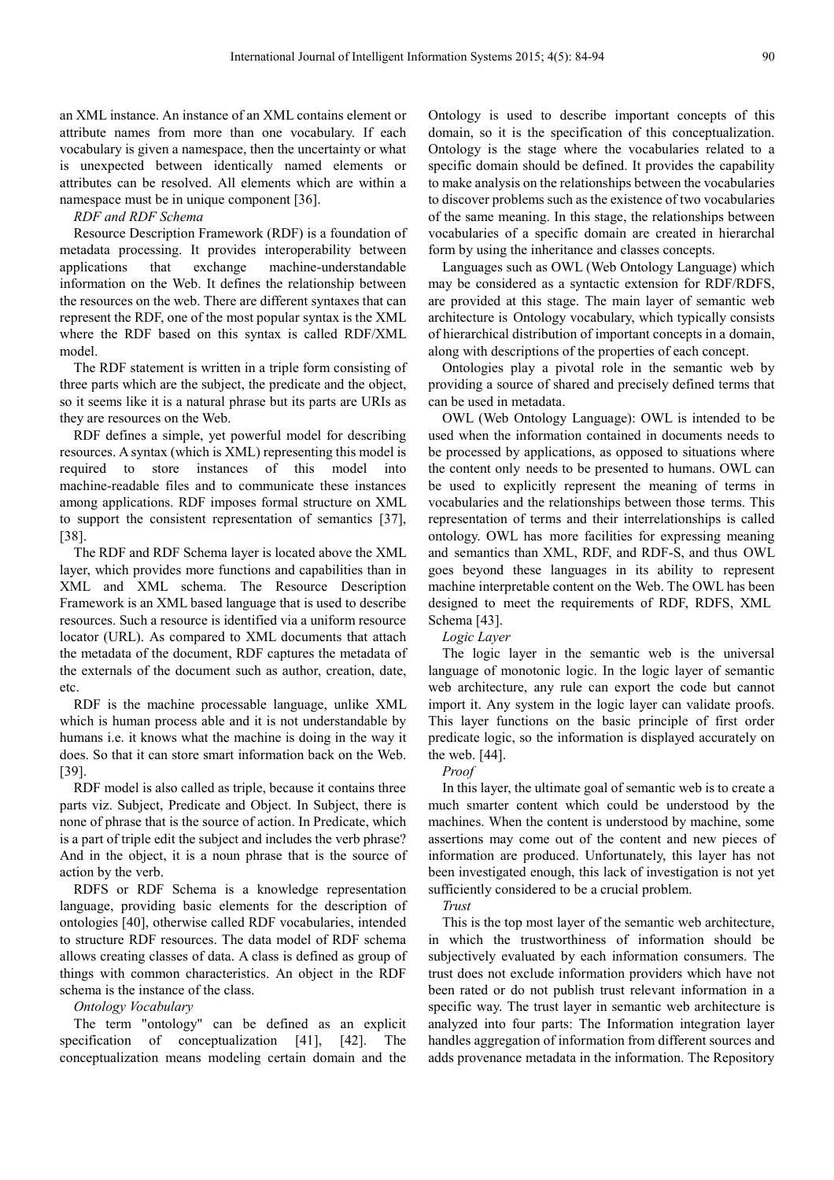an XML instance. An instance of an XML contains element or attribute names from more than one vocabulary. If each vocabulary is given a namespace, then the uncertainty or what is unexpected between identically named elements or attributes can be resolved. All elements which are within a namespace must be in unique component [36].

*RDF and RDF Schema*

Resource Description Framework (RDF) is a foundation of metadata processing. It provides interoperability between applications that exchange machine-understandable information on the Web. It defines the relationship between the resources on the web. There are different syntaxes that can represent the RDF, one of the most popular syntax is the XML where the RDF based on this syntax is called RDF/XML model.

The RDF statement is written in a triple form consisting of three parts which are the subject, the predicate and the object, so it seems like it is a natural phrase but its parts are URIs as they are resources on the Web.

RDF defines a simple, yet powerful model for describing resources. A syntax (which is XML) representing this model is required to store instances of this model into machine-readable files and to communicate these instances among applications. RDF imposes formal structure on XML to support the consistent representation of semantics [37], [38].

The RDF and RDF Schema layer is located above the XML layer, which provides more functions and capabilities than in XML and XML schema. The Resource Description Framework is an XML based language that is used to describe resources. Such a resource is identified via a uniform resource locator (URL). As compared to XML documents that attach the metadata of the document, RDF captures the metadata of the externals of the document such as author, creation, date, etc.

RDF is the machine processable language, unlike XML which is human process able and it is not understandable by humans i.e. it knows what the machine is doing in the way it does. So that it can store smart information back on the Web. [39].

RDF model is also called as triple, because it contains three parts viz. Subject, Predicate and Object. In Subject, there is none of phrase that is the source of action. In Predicate, which is a part of triple edit the subject and includes the verb phrase? And in the object, it is a noun phrase that is the source of action by the verb.

RDFS or RDF Schema is a knowledge representation language, providing basic elements for the description of ontologies [40], otherwise called RDF vocabularies, intended to structure RDF resources. The data model of RDF schema allows creating classes of data. A class is defined as group of things with common characteristics. An object in the RDF schema is the instance of the class.

*Ontology Vocabulary*

The term "ontology" can be defined as an explicit specification of conceptualization [41], [42]. The conceptualization means modeling certain domain and the Ontology is used to describe important concepts of this domain, so it is the specification of this conceptualization. Ontology is the stage where the vocabularies related to a specific domain should be defined. It provides the capability to make analysis on the relationships between the vocabularies to discover problems such as the existence of two vocabularies of the same meaning. In this stage, the relationships between vocabularies of a specific domain are created in hierarchal form by using the inheritance and classes concepts.

Languages such as OWL (Web Ontology Language) which may be considered as a syntactic extension for RDF/RDFS, are provided at this stage. The main layer of semantic web architecture is Ontology vocabulary, which typically consists of hierarchical distribution of important concepts in a domain, along with descriptions of the properties of each concept.

Ontologies play a pivotal role in the semantic web by providing a source of shared and precisely defined terms that can be used in metadata.

OWL (Web Ontology Language): OWL is intended to be used when the information contained in documents needs to be processed by applications, as opposed to situations where the content only needs to be presented to humans. OWL can be used to explicitly represent the meaning of terms in vocabularies and the relationships between those terms. This representation of terms and their interrelationships is called ontology. OWL has more facilities for expressing meaning and semantics than XML, RDF, and RDF-S, and thus OWL goes beyond these languages in its ability to represent machine interpretable content on the Web. The OWL has been designed to meet the requirements of RDF, RDFS, XML Schema [43].

*Logic Layer*

The logic layer in the semantic web is the universal language of monotonic logic. In the logic layer of semantic web architecture, any rule can export the code but cannot import it. Any system in the logic layer can validate proofs. This layer functions on the basic principle of first order predicate logic, so the information is displayed accurately on the web. [44].

*Proof*

In this layer, the ultimate goal of semantic web is to create a much smarter content which could be understood by the machines. When the content is understood by machine, some assertions may come out of the content and new pieces of information are produced. Unfortunately, this layer has not been investigated enough, this lack of investigation is not yet sufficiently considered to be a crucial problem.

*Trust*

This is the top most layer of the semantic web architecture, in which the trustworthiness of information should be subjectively evaluated by each information consumers. The trust does not exclude information providers which have not been rated or do not publish trust relevant information in a specific way. The trust layer in semantic web architecture is analyzed into four parts: The Information integration layer handles aggregation of information from different sources and adds provenance metadata in the information. The Repository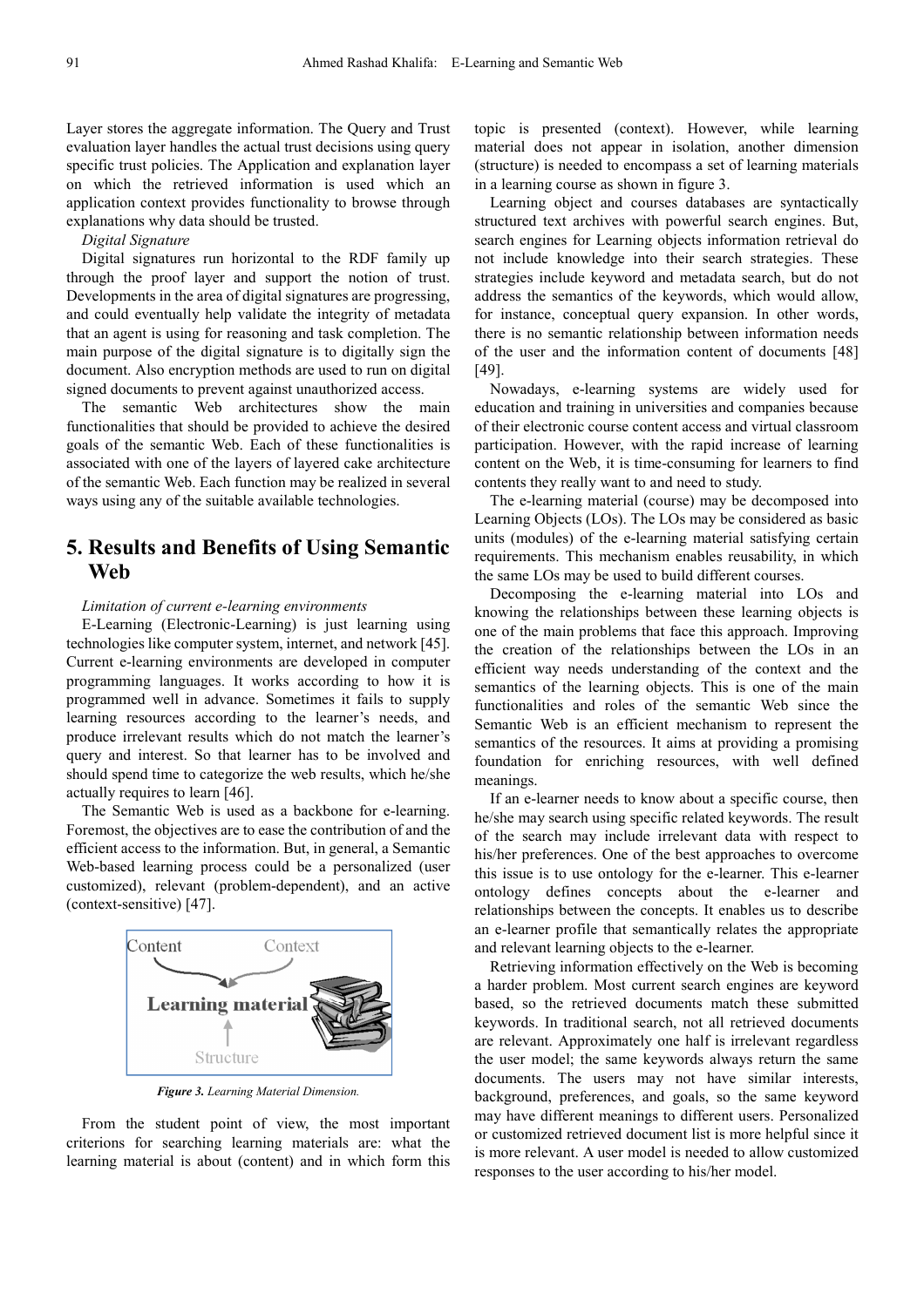Layer stores the aggregate information. The Query and Trust evaluation layer handles the actual trust decisions using query specific trust policies. The Application and explanation layer on which the retrieved information is used which an application context provides functionality to browse through explanations why data should be trusted.

*Digital Signature*

Digital signatures run horizontal to the RDF family up through the proof layer and support the notion of trust. Developments in the area of digital signatures are progressing, and could eventually help validate the integrity of metadata that an agent is using for reasoning and task completion. The main purpose of the digital signature is to digitally sign the document. Also encryption methods are used to run on digital signed documents to prevent against unauthorized access.

The semantic Web architectures show the main functionalities that should be provided to achieve the desired goals of the semantic Web. Each of these functionalities is associated with one of the layers of layered cake architecture of the semantic Web. Each function may be realized in several ways using any of the suitable available technologies.

## 5. Results and Benefits of Using Semantic Web

*Limitation of current e-learning environments*

E-Learning (Electronic-Learning) is just learning using technologies like computer system, internet, and network [45]. Current e-learning environments are developed in computer programming languages. It works according to how it is programmed well in advance. Sometimes it fails to supply learning resources according to the learner's needs, and produce irrelevant results which do not match the learner's query and interest. So that learner has to be involved and should spend time to categorize the web results, which he/she actually requires to learn [46].

The Semantic Web is used as a backbone for e-learning. Foremost, the objectives are to ease the contribution of and the efficient access to the information. But, in general, a Semantic Web-based learning process could be a personalized (user customized), relevant (problem-dependent), and an active (context-sensitive) [47].

***Figure 3.*** *Learning Material Dimension.*

From the student point of view, the most important criterions for searching learning materials are: what the learning material is about (content) and in which form this topic is presented (context). However, while learning material does not appear in isolation, another dimension (structure) is needed to encompass a set of learning materials in a learning course as shown in figure 3.

Learning object and courses databases are syntactically structured text archives with powerful search engines. But, search engines for Learning objects information retrieval do not include knowledge into their search strategies. These strategies include keyword and metadata search, but do not address the semantics of the keywords, which would allow, for instance, conceptual query expansion. In other words, there is no semantic relationship between information needs of the user and the information content of documents [48] [49].

Nowadays, e-learning systems are widely used for education and training in universities and companies because of their electronic course content access and virtual classroom participation. However, with the rapid increase of learning content on the Web, it is time-consuming for learners to find contents they really want to and need to study.

The e-learning material (course) may be decomposed into Learning Objects (LOs). The LOs may be considered as basic units (modules) of the e-learning material satisfying certain requirements. This mechanism enables reusability, in which the same LOs may be used to build different courses.

Decomposing the e-learning material into LOs and knowing the relationships between these learning objects is one of the main problems that face this approach. Improving the creation of the relationships between the LOs in an efficient way needs understanding of the context and the semantics of the learning objects. This is one of the main functionalities and roles of the semantic Web since the Semantic Web is an efficient mechanism to represent the semantics of the resources. It aims at providing a promising foundation for enriching resources, with well defined meanings.

If an e-learner needs to know about a specific course, then he/she may search using specific related keywords. The result of the search may include irrelevant data with respect to his/her preferences. One of the best approaches to overcome this issue is to use ontology for the e-learner. This e-learner ontology defines concepts about the e-learner and relationships between the concepts. It enables us to describe an e-learner profile that semantically relates the appropriate and relevant learning objects to the e-learner.

Retrieving information effectively on the Web is becoming a harder problem. Most current search engines are keyword based, so the retrieved documents match these submitted keywords. In traditional search, not all retrieved documents are relevant. Approximately one half is irrelevant regardless the user model; the same keywords always return the same documents. The users may not have similar interests, background, preferences, and goals, so the same keyword may have different meanings to different users. Personalized or customized retrieved document list is more helpful since it is more relevant. A user model is needed to allow customized responses to the user according to his/her model.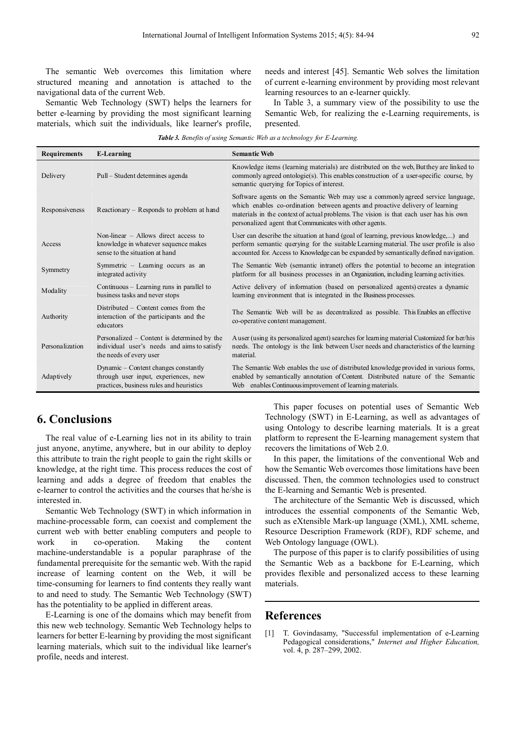The semantic Web overcomes this limitation where structured meaning and annotation is attached to the navigational data of the current Web.

Semantic Web Technology (SWT) helps the learners for better e-learning by providing the most significant learning materials, which suit the individuals, like learner's profile, needs and interest [45]. Semantic Web solves the limitation of current e-learning environment by providing most relevant learning resources to an e-learner quickly.

In Table 3, a summary view of the possibility to use the Semantic Web, for realizing the e-Learning requirements, is presented.

***Table 3.*** *Benefits of using Semantic Web as a technology for E-Learning.*

| Requirements | E-Learning | Semantic Web |
|---|---|---|
| Delivery | Pull – Student determines agenda | Knowledge items (learning materials) are distributed on the web, But they are linked to commonly agreed ontologie(s). This enables construction of a user-specific course, by semantic querying for Topics of interest. |
| Responsiveness | Reactionary – Responds to problem at hand | Software agents on the Semantic Web may use a commonly agreed service language, which enables co-ordination between agents and proactive delivery of learning materials in the context of actual problems. The vision is that each user has his own personalized agent that Communicates with other agents. |
| Access | Non-linear – Allows direct access to knowledge in whatever sequence makes sense to the situation at hand | User can describe the situation at hand (goal of learning, previous knowledge,...) and perform semantic querying for the suitable Learning material. The user profile is also accounted for. Access to Knowledge can be expanded by semantically defined navigation. |
| Symmetry | Symmetric – Learning occurs as an integrated activity | The Semantic Web (semantic intranet) offers the potential to become an integration platform for all business processes in an Organization, including learning activities. |
| Modality | Continuous – Learning runs in parallel to business tasks and never stops | Active delivery of information (based on personalized agents) creates a dynamic learning environment that is integrated in the Business processes. |
| Authority | Distributed – Content comes from the interaction of the participants and the educators | The Semantic Web will be as decentralized as possible. This Enables an effective co-operative content management. |
| Personalization | Personalized – Content is determined by the individual user's needs and aims to satisfy the needs of every user | A user (using its personalized agent) searches for learning material Customized for her/his needs. The ontology is the link between User needs and characteristics of the learning material. |
| Adaptively | Dynamic – Content changes constantly through user input, experiences, new practices, business rules and heuristics | The Semantic Web enables the use of distributed knowledge provided in various forms, enabled by semantically annotation of Content. Distributed nature of the Semantic Web enables Continuous improvement of learning materials. |

## 6. Conclusions

The real value of e-Learning lies not in its ability to train just anyone, anytime, anywhere, but in our ability to deploy this attribute to train the right people to gain the right skills or knowledge, at the right time. This process reduces the cost of learning and adds a degree of freedom that enables the e-learner to control the activities and the courses that he/she is interested in.

Semantic Web Technology (SWT) in which information in machine-processable form, can coexist and complement the current web with better enabling computers and people to work in co-operation. Making the content machine-understandable is a popular paraphrase of the fundamental prerequisite for the semantic web. With the rapid increase of learning content on the Web, it will be time-consuming for learners to find contents they really want to and need to study. The Semantic Web Technology (SWT) has the potentiality to be applied in different areas.

E-Learning is one of the domains which may benefit from this new web technology. Semantic Web Technology helps to learners for better E-learning by providing the most significant learning materials, which suit to the individual like learner's profile, needs and interest.

This paper focuses on potential uses of Semantic Web Technology (SWT) in E-Learning, as well as advantages of using Ontology to describe learning materials. It is a great platform to represent the E-learning management system that recovers the limitations of Web 2.0.

In this paper, the limitations of the conventional Web and how the Semantic Web overcomes those limitations have been discussed. Then, the common technologies used to construct the E-learning and Semantic Web is presented.

The architecture of the Semantic Web is discussed, which introduces the essential components of the Semantic Web, such as eXtensible Mark-up language (XML), XML scheme, Resource Description Framework (RDF), RDF scheme, and Web Ontology language (OWL).

The purpose of this paper is to clarify possibilities of using the Semantic Web as a backbone for E-Learning, which provides flexible and personalized access to these learning materials.

## References

[1] T. Govindasamy, "Successful implementation of e-Learning Pedagogical considerations," *Internet and Higher Education,* vol. 4, p. 287–299, 2002.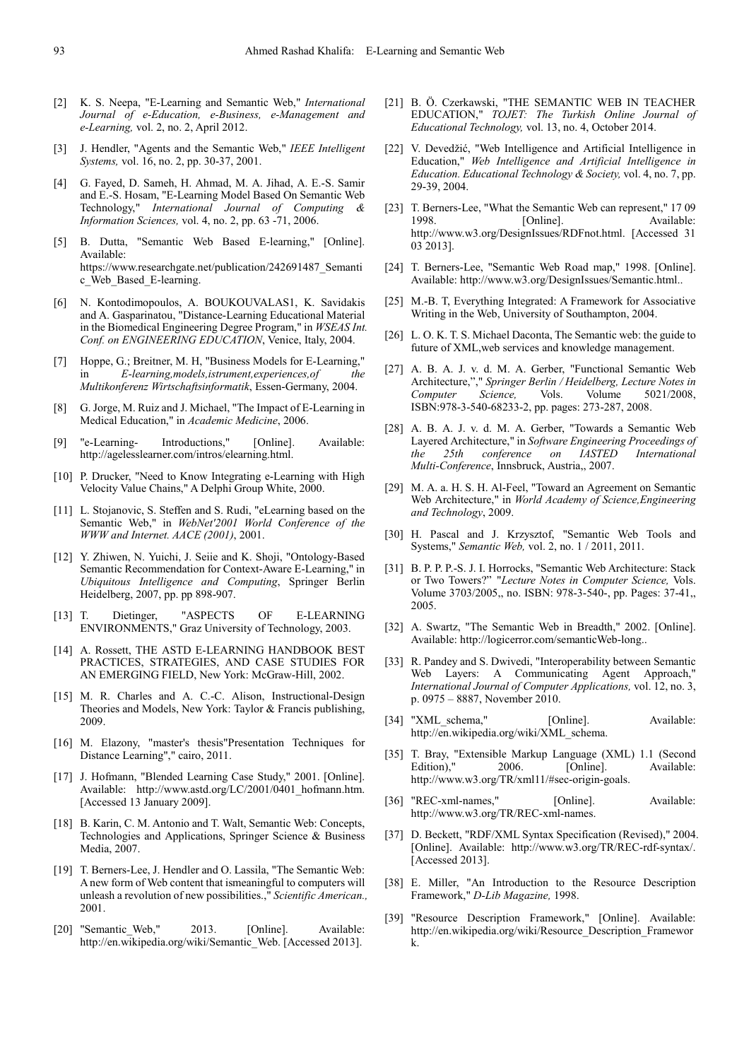[2] K. S. Neepa, "E-Learning and Semantic Web," *International Journal of e-Education, e-Business, e-Management and e-Learning,* vol. 2, no. 2, April 2012.

[3] J. Hendler, "Agents and the Semantic Web," *IEEE Intelligent Systems,* vol. 16, no. 2, pp. 30-37, 2001.

[4] G. Fayed, D. Sameh, H. Ahmad, M. A. Jihad, A. E.-S. Samir and E.-S. Hosam, "E-Learning Model Based On Semantic Web Technology," *International Journal of Computing & Information Sciences,* vol. 4, no. 2, pp. 63 -71, 2006.

[5] B. Dutta, "Semantic Web Based E-learning," [Online]. Available: https://www.researchgate.net/publication/242691487_Semantic_Web_Based_E-learning.

[6] N. Kontodimopoulos, A. BOUKOUVALAS1, K. Savidakis and A. Gasparinatou, "Distance-Learning Educational Material in the Biomedical Engineering Degree Program," in *WSEAS Int. Conf. on ENGINEERING EDUCATION*, Venice, Italy, 2004.

[7] Hoppe, G.; Breitner, M. H, "Business Models for E-Learning," in *E-learning,models,istrument,experiences,of the Multikonferenz Wirtschaftsinformatik*, Essen-Germany, 2004.

[8] G. Jorge, M. Ruiz and J. Michael, "The Impact of E-Learning in Medical Education," in *Academic Medicine*, 2006.

[9] "e-Learning- Introductions," [Online]. Available: http://agelesslearner.com/intros/elearning.html.

[10] P. Drucker, "Need to Know Integrating e-Learning with High Velocity Value Chains," A Delphi Group White, 2000.

[11] L. Stojanovic, S. Steffen and S. Rudi, "eLearning based on the Semantic Web," in *WebNet'2001 World Conference of the WWW and Internet. AACE (2001)*, 2001.

[12] Y. Zhiwen, N. Yuichi, J. Seiie and K. Shoji, "Ontology-Based Semantic Recommendation for Context-Aware E-Learning," in *Ubiquitous Intelligence and Computing*, Springer Berlin Heidelberg, 2007, pp. pp 898-907.

[13] T. Dietinger, "ASPECTS OF E-LEARNING ENVIRONMENTS," Graz University of Technology, 2003.

[14] A. Rossett, THE ASTD E-LEARNING HANDBOOK BEST PRACTICES, STRATEGIES, AND CASE STUDIES FOR AN EMERGING FIELD, New York: McGraw-Hill, 2002.

[15] M. R. Charles and A. C.-C. Alison, Instructional-Design Theories and Models, New York: Taylor & Francis publishing, 2009.

[16] M. Elazony, "master's thesis"Presentation Techniques for Distance Learning"," cairo, 2011.

[17] J. Hofmann, "Blended Learning Case Study," 2001. [Online]. Available: http://www.astd.org/LC/2001/0401_hofmann.htm. [Accessed 13 January 2009].

[18] B. Karin, C. M. Antonio and T. Walt, Semantic Web: Concepts, Technologies and Applications, Springer Science & Business Media, 2007.

[19] T. Berners-Lee, J. Hendler and O. Lassila, "The Semantic Web: A new form of Web content that ismeaningful to computers will unleash a revolution of new possibilities.," *Scientific American.,* 2001.

[20] "Semantic_Web," 2013. [Online]. Available: http://en.wikipedia.org/wiki/Semantic_Web. [Accessed 2013].

[21] B. Ö. Czerkawski, "THE SEMANTIC WEB IN TEACHER EDUCATION," *TOJET: The Turkish Online Journal of Educational Technology,* vol. 13, no. 4, October 2014.

[22] V. Devedžić, "Web Intelligence and Artificial Intelligence in Education," *Web Intelligence and Artificial Intelligence in Education. Educational Technology & Society,* vol. 4, no. 7, pp. 29-39, 2004.

[23] T. Berners-Lee, "What the Semantic Web can represent," 17 09 1998. [Online]. Available: http://www.w3.org/DesignIssues/RDFnot.html. [Accessed 31 03 2013].

[24] T. Berners-Lee, "Semantic Web Road map," 1998. [Online]. Available: http://www.w3.org/DesignIssues/Semantic.html..

[25] M.-B. T, Everything Integrated: A Framework for Associative Writing in the Web, University of Southampton, 2004.

[26] L. O. K. T. S. Michael Daconta, The Semantic web: the guide to future of XML,web services and knowledge management.

[27] A. B. A. J. v. d. M. A. Gerber, "Functional Semantic Web Architecture,","," *Springer Berlin / Heidelberg, Lecture Notes in Computer Science,* Vols. Volume 5021/2008, ISBN:978-3-540-68233-2, pp. pages: 273-287, 2008.

[28] A. B. A. J. v. d. M. A. Gerber, "Towards a Semantic Web Layered Architecture," in *Software Engineering Proceedings of the 25th conference on IASTED International Multi-Conference*, Innsbruck, Austria,, 2007.

[29] M. A. a. H. S. H. Al-Feel, "Toward an Agreement on Semantic Web Architecture," in *World Academy of Science,Engineering and Technology*, 2009.

[30] H. Pascal and J. Krzysztof, "Semantic Web Tools and Systems," *Semantic Web,* vol. 2, no. 1 / 2011, 2011.

[31] B. P. P. P.-S. J. I. Horrocks, "Semantic Web Architecture: Stack or Two Towers?" "*Lecture Notes in Computer Science,* Vols. Volume 3703/2005,, no. ISBN: 978-3-540-, pp. Pages: 37-41,, 2005.

[32] A. Swartz, "The Semantic Web in Breadth," 2002. [Online]. Available: http://logicerror.com/semanticWeb-long..

[33] R. Pandey and S. Dwivedi, "Interoperability between Semantic Web Layers: A Communicating Agent Approach," *International Journal of Computer Applications,* vol. 12, no. 3, p. 0975 – 8887, November 2010.

[34] "XML_schema," [Online]. Available: http://en.wikipedia.org/wiki/XML_schema.

[35] T. Bray, "Extensible Markup Language (XML) 1.1 (Second Edition)," 2006. [Online]. Available: http://www.w3.org/TR/xml11/#sec-origin-goals.

[36] "REC-xml-names," [Online]. Available: http://www.w3.org/TR/REC-xml-names.

[37] D. Beckett, "RDF/XML Syntax Specification (Revised)," 2004. [Online]. Available: http://www.w3.org/TR/REC-rdf-syntax/. [Accessed 2013].

[38] E. Miller, "An Introduction to the Resource Description Framework," *D-Lib Magazine,* 1998.

[39] "Resource Description Framework," [Online]. Available: http://en.wikipedia.org/wiki/Resource_Description_Framework.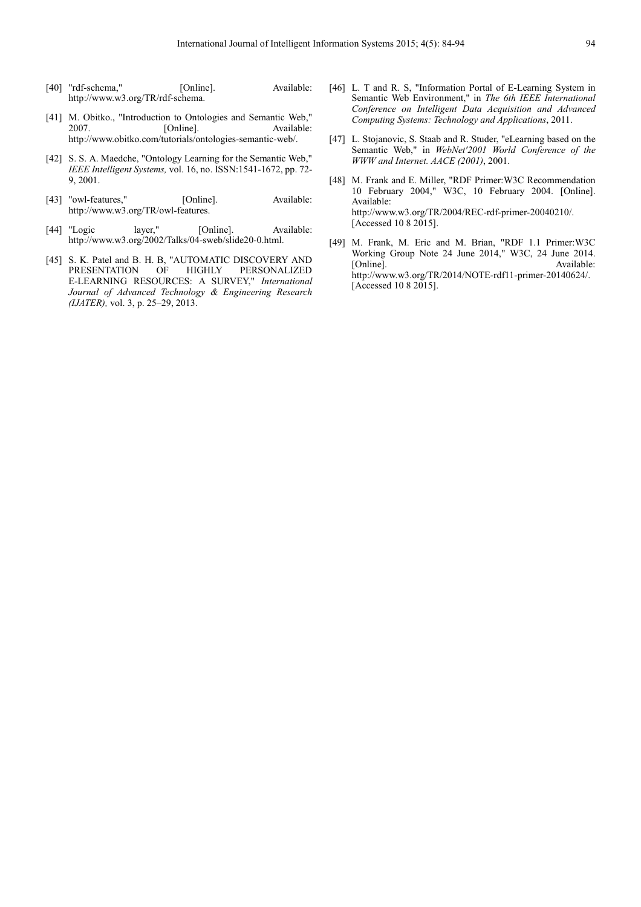[40] "rdf-schema," [Online]. Available: http://www.w3.org/TR/rdf-schema.

[41] M. Obitko., "Introduction to Ontologies and Semantic Web," 2007. [Online]. Available: http://www.obitko.com/tutorials/ontologies-semantic-web/.

[42] S. S. A. Maedche, "Ontology Learning for the Semantic Web," *IEEE Intelligent Systems,* vol. 16, no. ISSN:1541-1672, pp. 72-9, 2001.

[43] "owl-features," [Online]. Available: http://www.w3.org/TR/owl-features.

[44] "Logic layer," [Online]. Available: http://www.w3.org/2002/Talks/04-sweb/slide20-0.html.

[45] S. K. Patel and B. H. B, "AUTOMATIC DISCOVERY AND PRESENTATION OF HIGHLY PERSONALIZED E-LEARNING RESOURCES: A SURVEY," *International Journal of Advanced Technology & Engineering Research (IJATER),* vol. 3, p. 25–29, 2013.

[46] L. T and R. S, "Information Portal of E-Learning System in Semantic Web Environment," in *The 6th IEEE International Conference on Intelligent Data Acquisition and Advanced Computing Systems: Technology and Applications*, 2011.

[47] L. Stojanovic, S. Staab and R. Studer, "eLearning based on the Semantic Web," in *WebNet'2001 World Conference of the WWW and Internet. AACE (2001)*, 2001.

[48] M. Frank and E. Miller, "RDF Primer:W3C Recommendation 10 February 2004," W3C, 10 February 2004. [Online]. Available: http://www.w3.org/TR/2004/REC-rdf-primer-20040210/. [Accessed 10 8 2015].

[49] M. Frank, M. Eric and M. Brian, "RDF 1.1 Primer:W3C Working Group Note 24 June 2014," W3C, 24 June 2014. [Online]. Available: http://www.w3.org/TR/2014/NOTE-rdf11-primer-20140624/. [Accessed 10 8 2015].